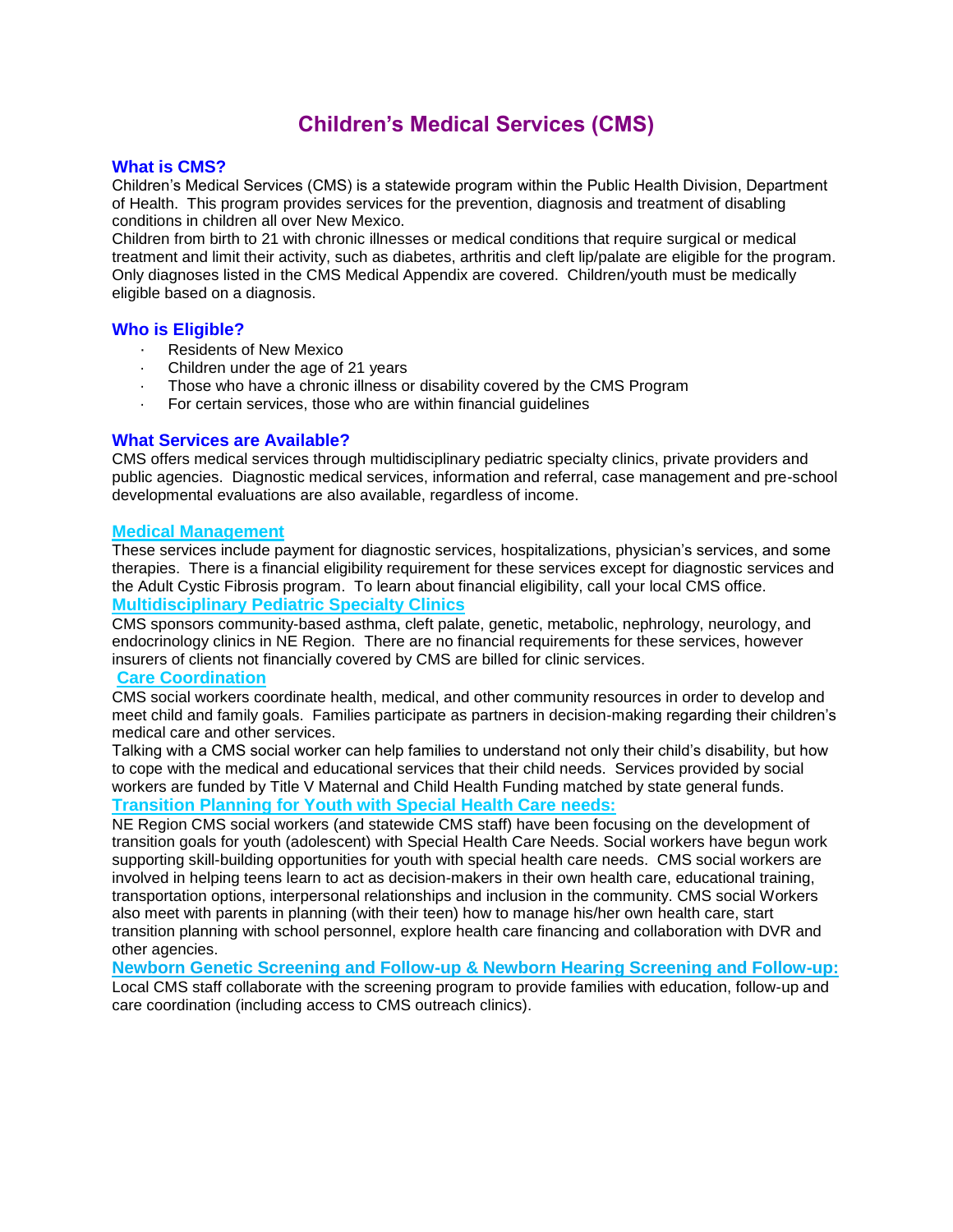# Children's Medical Services (CMS)

## What is CMS?

Children's Medical Services (CMS) is a statewide program within the Public Health Division, Department of Health. This program provides services for the prevention, diagnosis and treatment of disabling conditions in children all over New Mexico.

Children from birth to 21 with chronic illnesses or medical conditions that require surgical or medical treatment and limit their activity, such as diabetes, arthritis and cleft lip/palate are eligible for the program. Only diagnoses listed in the CMS Medical Appendix are covered. Children/youth must be medically eligible based on a diagnosis.

## Who is Eligible?

- Residents of New Mexico
- Children under the age of 21 years
- Those who have a chronic illness or disability covered by the CMS Program
- For certain services, those who are within financial guidelines

## What Services are Available?

CMS offers medical services through multidisciplinary pediatric specialty clinics, private providers and public agencies. Diagnostic medical services, information and referral, case management and pre-school developmental evaluations are also available, regardless of income.

### Medical Management

These services include payment for diagnostic services, hospitalizations, physician's services, and some therapies. There is a financial eligibility requirement for these services except for diagnostic services and the Adult Cystic Fibrosis program. To learn about financial eligibility, call your local CMS office.

### Multidisciplinary Pediatric Specialty Clinics

CMS sponsors community-based asthma, cleft palate, genetic, metabolic, nephrology, neurology, and endocrinology clinics in NE Region. There are no financial requirements for these services, however insurers of clients not financially covered by CMS are billed for clinic services.

### Care Coordination

CMS social workers coordinate health, medical, and other community resources in order to develop and meet child and family goals. Families participate as partners in decision-making regarding their children's medical care and other services.

Talking with a CMS social worker can help families to understand not only their child's disability, but how to cope with the medical and educational services that their child needs. Services provided by social workers are funded by Title V Maternal and Child Health Funding matched by state general funds.

### Transition Planning for Youth with Special Health Care needs:

NE Region CMS social workers (and statewide CMS staff) have been focusing on the development of transition goals for youth (adolescent) with Special Health Care Needs. Social workers have begun work supporting skill-building opportunities for youth with special health care needs. CMS social workers are involved in helping teens learn to act as decision-makers in their own health care, educational training, transportation options, interpersonal relationships and inclusion in the community. CMS social Workers also meet with parents in planning (with their teen) how to manage his/her own health care, start transition planning with school personnel, explore health care financing and collaboration with DVR and other agencies.

### Newborn Genetic Screening and Follow-up & Newborn Hearing Screening and Follow-up:

Local CMS staff collaborate with the screening program to provide families with education, follow-up and care coordination (including access to CMS outreach clinics).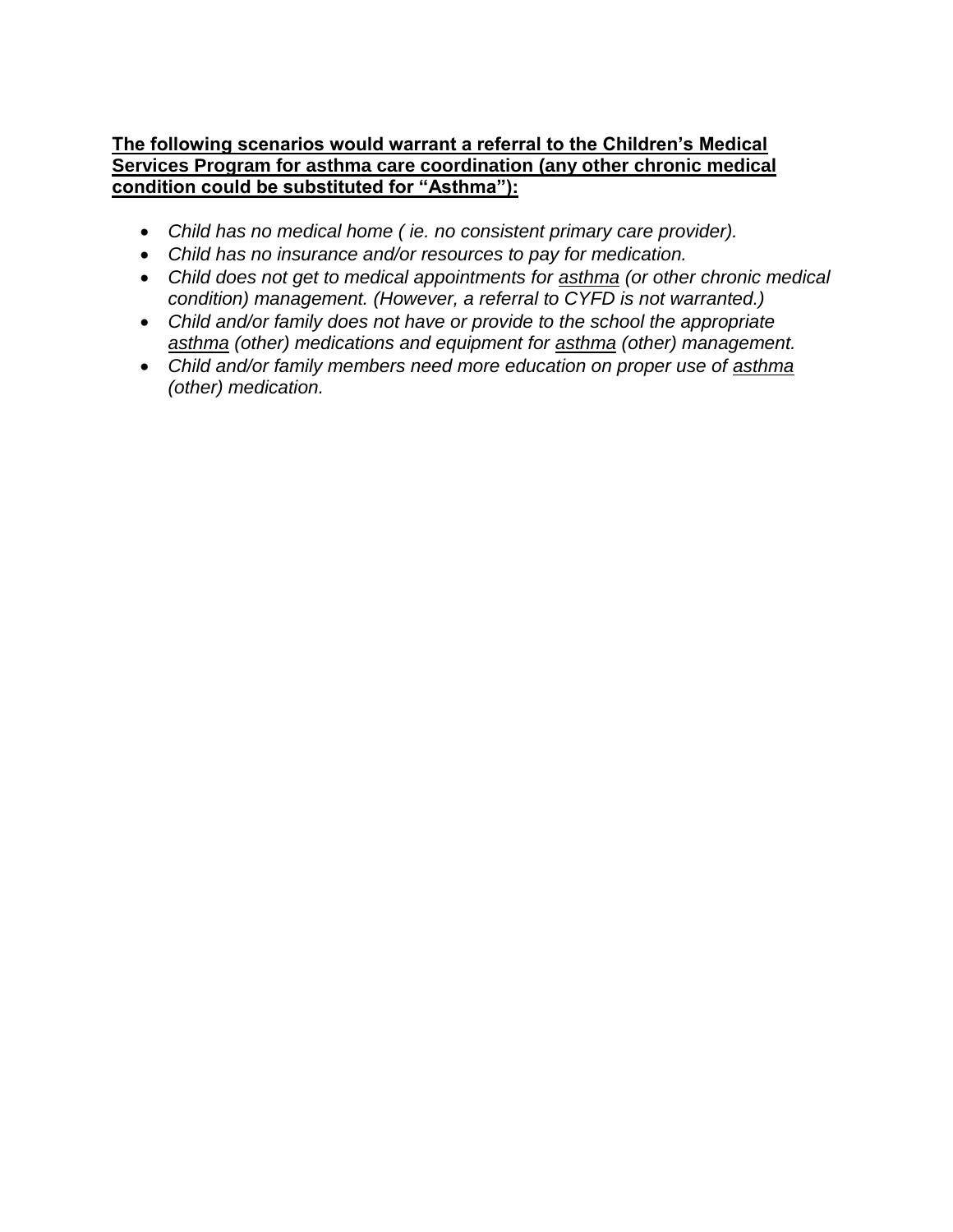**<u>The following scenarios would warrant a referral to the Children's Medical Services Program for asthma care coordination (any other chronic medical condition could be substituted for "Asthma"):</u>**

- *Child has no medical home ( ie. no consistent primary care provider).*
- *Child has no insurance and/or resources to pay for medication.*
- *Child does not get to medical appointments for <u>asthma</u> (or other chronic medical condition) management. (However, a referral to CYFD is not warranted.)*
- *Child and/or family does not have or provide to the school the appropriate <u>asthma</u> (other) medications and equipment for <u>asthma</u> (other) management.*
- *Child and/or family members need more education on proper use of <u>asthma</u> (other) medication.*